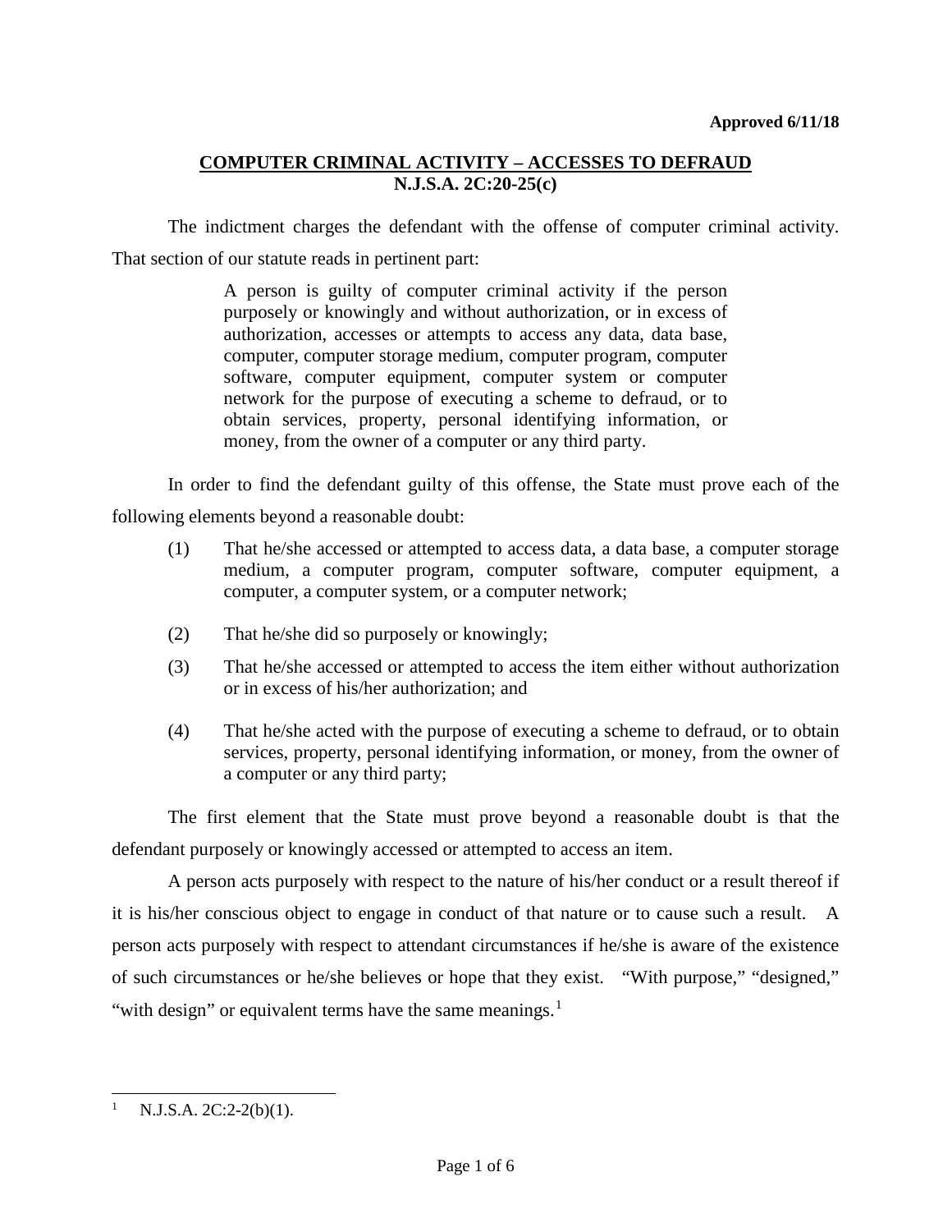**Approved 6/11/18**

## COMPUTER CRIMINAL ACTIVITY – ACCESSES TO DEFRAUD
## N.J.S.A. 2C:20-25(c)

The indictment charges the defendant with the offense of computer criminal activity. That section of our statute reads in pertinent part:

> A person is guilty of computer criminal activity if the person purposely or knowingly and without authorization, or in excess of authorization, accesses or attempts to access any data, data base, computer, computer storage medium, computer program, computer software, computer equipment, computer system or computer network for the purpose of executing a scheme to defraud, or to obtain services, property, personal identifying information, or money, from the owner of a computer or any third party.

In order to find the defendant guilty of this offense, the State must prove each of the following elements beyond a reasonable doubt:

(1) That he/she accessed or attempted to access data, a data base, a computer storage medium, a computer program, computer software, computer equipment, a computer, a computer system, or a computer network;

(2) That he/she did so purposely or knowingly;

(3) That he/she accessed or attempted to access the item either without authorization or in excess of his/her authorization; and

(4) That he/she acted with the purpose of executing a scheme to defraud, or to obtain services, property, personal identifying information, or money, from the owner of a computer or any third party;

The first element that the State must prove beyond a reasonable doubt is that the defendant purposely or knowingly accessed or attempted to access an item.

A person acts purposely with respect to the nature of his/her conduct or a result thereof if it is his/her conscious object to engage in conduct of that nature or to cause such a result. A person acts purposely with respect to attendant circumstances if he/she is aware of the existence of such circumstances or he/she believes or hope that they exist. "With purpose," "designed," "with design" or equivalent terms have the same meanings.[1]

---

[1] N.J.S.A. 2C:2-2(b)(1).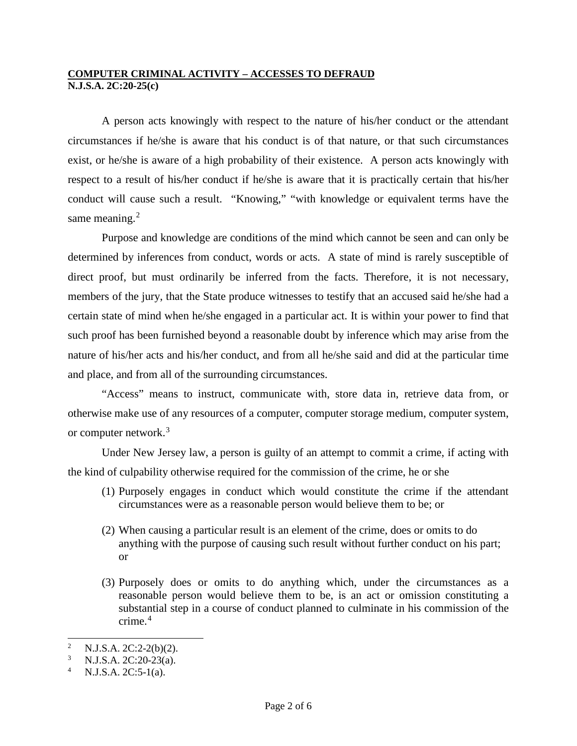**COMPUTER CRIMINAL ACTIVITY – ACCESSES TO DEFRAUD**
**N.J.S.A. 2C:20-25(c)**

A person acts knowingly with respect to the nature of his/her conduct or the attendant circumstances if he/she is aware that his conduct is of that nature, or that such circumstances exist, or he/she is aware of a high probability of their existence. A person acts knowingly with respect to a result of his/her conduct if he/she is aware that it is practically certain that his/her conduct will cause such a result. "Knowing," "with knowledge or equivalent terms have the same meaning.[2]

Purpose and knowledge are conditions of the mind which cannot be seen and can only be determined by inferences from conduct, words or acts. A state of mind is rarely susceptible of direct proof, but must ordinarily be inferred from the facts. Therefore, it is not necessary, members of the jury, that the State produce witnesses to testify that an accused said he/she had a certain state of mind when he/she engaged in a particular act. It is within your power to find that such proof has been furnished beyond a reasonable doubt by inference which may arise from the nature of his/her acts and his/her conduct, and from all he/she said and did at the particular time and place, and from all of the surrounding circumstances.

"Access" means to instruct, communicate with, store data in, retrieve data from, or otherwise make use of any resources of a computer, computer storage medium, computer system, or computer network.[3]

Under New Jersey law, a person is guilty of an attempt to commit a crime, if acting with the kind of culpability otherwise required for the commission of the crime, he or she

(1) Purposely engages in conduct which would constitute the crime if the attendant circumstances were as a reasonable person would believe them to be; or

(2) When causing a particular result is an element of the crime, does or omits to do anything with the purpose of causing such result without further conduct on his part; or

(3) Purposely does or omits to do anything which, under the circumstances as a reasonable person would believe them to be, is an act or omission constituting a substantial step in a course of conduct planned to culminate in his commission of the crime.[4]

---

[2] N.J.S.A. 2C:2-2(b)(2).

[3] N.J.S.A. 2C:20-23(a).

[4] N.J.S.A. 2C:5-1(a).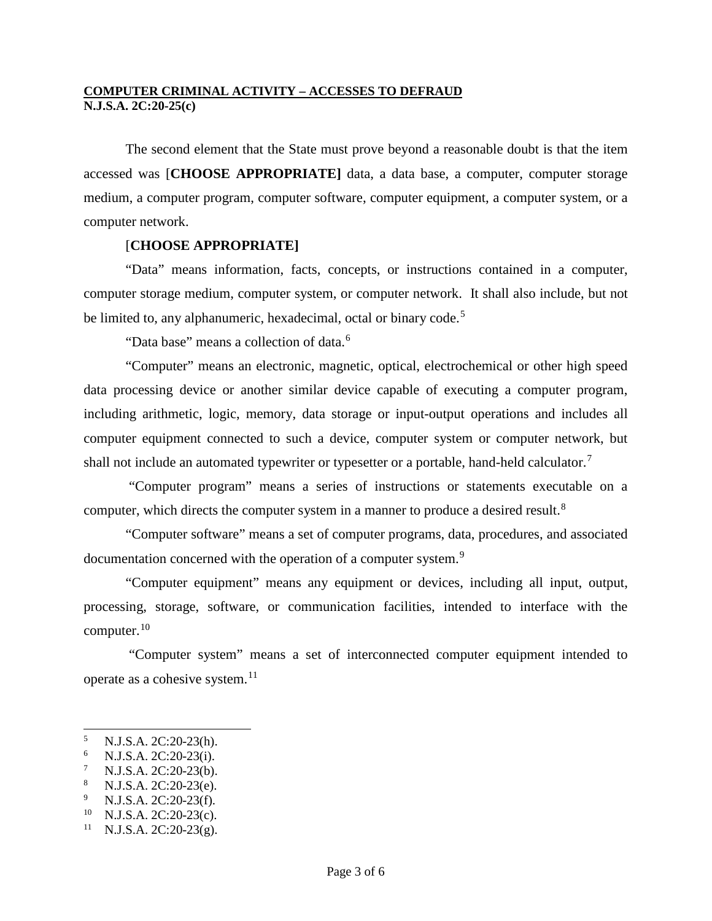**COMPUTER CRIMINAL ACTIVITY – ACCESSES TO DEFRAUD**
**N.J.S.A. 2C:20-25(c)**

The second element that the State must prove beyond a reasonable doubt is that the item accessed was [**CHOOSE APPROPRIATE]** data, a data base, a computer, computer storage medium, a computer program, computer software, computer equipment, a computer system, or a computer network.

[**CHOOSE APPROPRIATE]**

"Data" means information, facts, concepts, or instructions contained in a computer, computer storage medium, computer system, or computer network. It shall also include, but not be limited to, any alphanumeric, hexadecimal, octal or binary code.[5]

"Data base" means a collection of data.[6]

"Computer" means an electronic, magnetic, optical, electrochemical or other high speed data processing device or another similar device capable of executing a computer program, including arithmetic, logic, memory, data storage or input-output operations and includes all computer equipment connected to such a device, computer system or computer network, but shall not include an automated typewriter or typesetter or a portable, hand-held calculator.[7]

"Computer program" means a series of instructions or statements executable on a computer, which directs the computer system in a manner to produce a desired result.[8]

"Computer software" means a set of computer programs, data, procedures, and associated documentation concerned with the operation of a computer system.[9]

"Computer equipment" means any equipment or devices, including all input, output, processing, storage, software, or communication facilities, intended to interface with the computer.[10]

"Computer system" means a set of interconnected computer equipment intended to operate as a cohesive system.[11]

---

[5] N.J.S.A. 2C:20-23(h).
[6] N.J.S.A. 2C:20-23(i).
[7] N.J.S.A. 2C:20-23(b).
[8] N.J.S.A. 2C:20-23(e).
[9] N.J.S.A. 2C:20-23(f).
[10] N.J.S.A. 2C:20-23(c).
[11] N.J.S.A. 2C:20-23(g).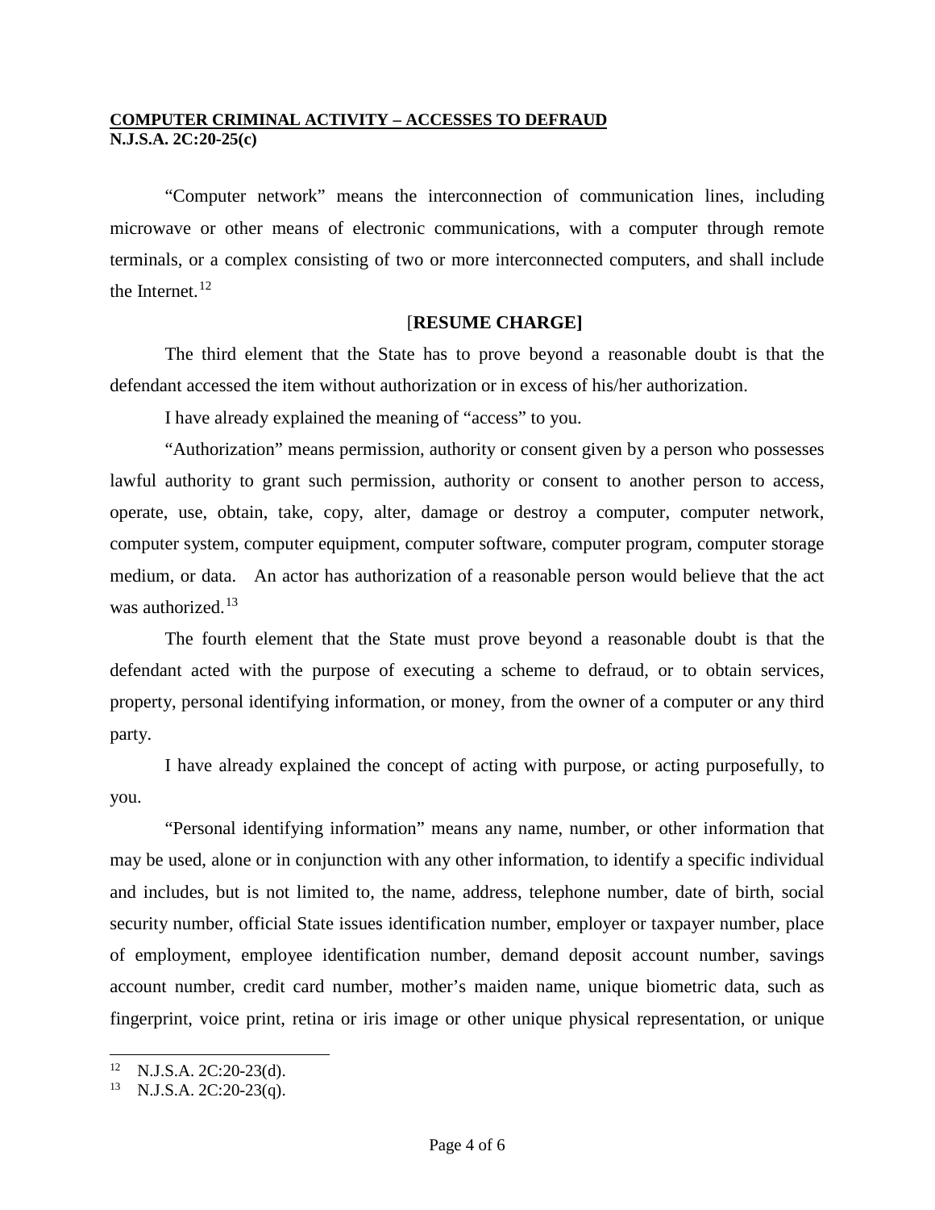**COMPUTER CRIMINAL ACTIVITY – ACCESSES TO DEFRAUD**
**N.J.S.A. 2C:20-25(c)**

"Computer network" means the interconnection of communication lines, including microwave or other means of electronic communications, with a computer through remote terminals, or a complex consisting of two or more interconnected computers, and shall include the Internet.[12]

[**RESUME CHARGE]**

The third element that the State has to prove beyond a reasonable doubt is that the defendant accessed the item without authorization or in excess of his/her authorization.

I have already explained the meaning of "access" to you.

"Authorization" means permission, authority or consent given by a person who possesses lawful authority to grant such permission, authority or consent to another person to access, operate, use, obtain, take, copy, alter, damage or destroy a computer, computer network, computer system, computer equipment, computer software, computer program, computer storage medium, or data. An actor has authorization of a reasonable person would believe that the act was authorized.[13]

The fourth element that the State must prove beyond a reasonable doubt is that the defendant acted with the purpose of executing a scheme to defraud, or to obtain services, property, personal identifying information, or money, from the owner of a computer or any third party.

I have already explained the concept of acting with purpose, or acting purposefully, to you.

"Personal identifying information" means any name, number, or other information that may be used, alone or in conjunction with any other information, to identify a specific individual and includes, but is not limited to, the name, address, telephone number, date of birth, social security number, official State issues identification number, employer or taxpayer number, place of employment, employee identification number, demand deposit account number, savings account number, credit card number, mother's maiden name, unique biometric data, such as fingerprint, voice print, retina or iris image or other unique physical representation, or unique

---

[12] N.J.S.A. 2C:20-23(d).

[13] N.J.S.A. 2C:20-23(q).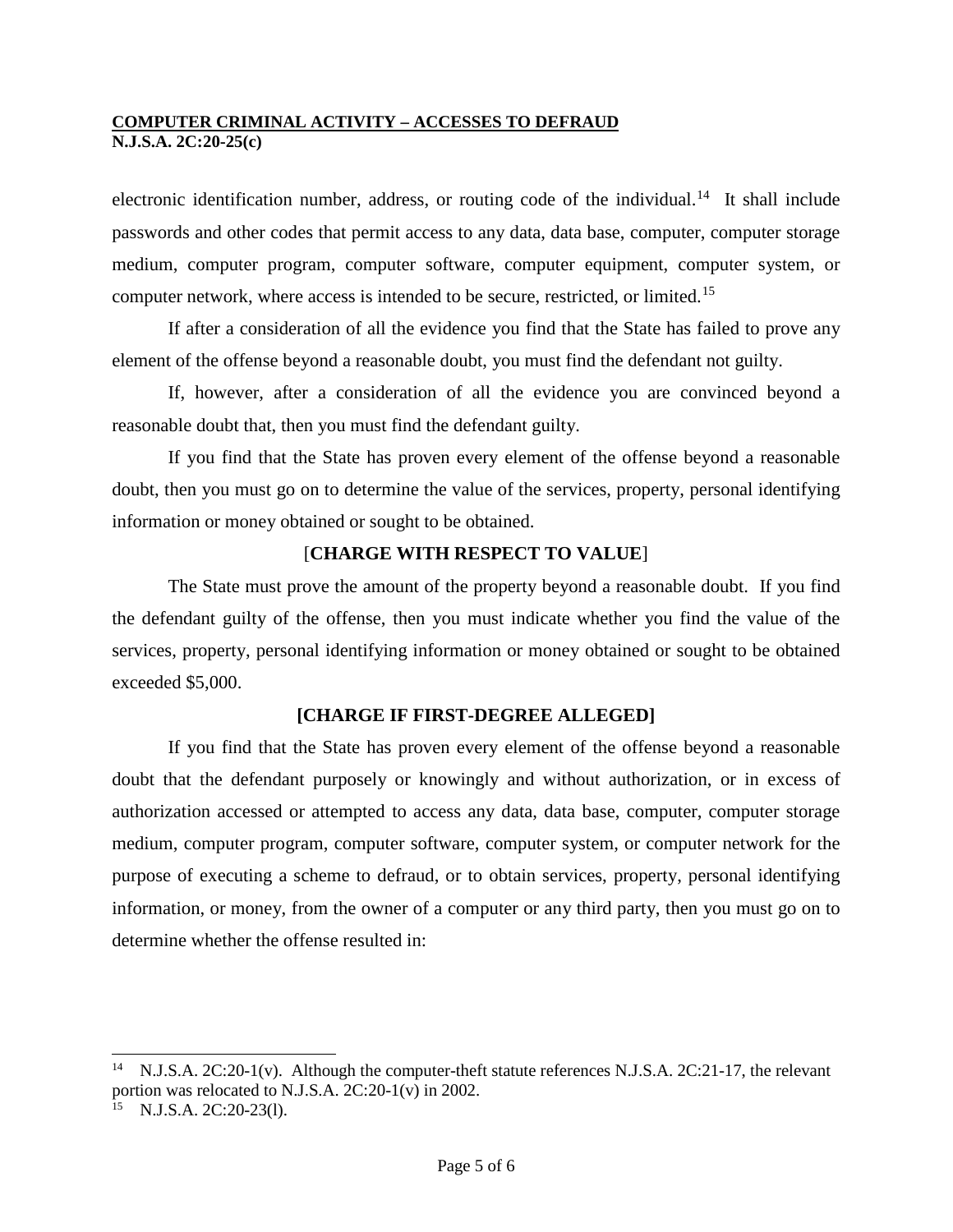electronic identification number, address, or routing code of the individual.[14] It shall include passwords and other codes that permit access to any data, data base, computer, computer storage medium, computer program, computer software, computer equipment, computer system, or computer network, where access is intended to be secure, restricted, or limited.[15]

If after a consideration of all the evidence you find that the State has failed to prove any element of the offense beyond a reasonable doubt, you must find the defendant not guilty.

If, however, after a consideration of all the evidence you are convinced beyond a reasonable doubt that, then you must find the defendant guilty.

If you find that the State has proven every element of the offense beyond a reasonable doubt, then you must go on to determine the value of the services, property, personal identifying information or money obtained or sought to be obtained.

[**CHARGE WITH RESPECT TO VALUE**]

The State must prove the amount of the property beyond a reasonable doubt. If you find the defendant guilty of the offense, then you must indicate whether you find the value of the services, property, personal identifying information or money obtained or sought to be obtained exceeded $5,000.

**[CHARGE IF FIRST-DEGREE ALLEGED]**

If you find that the State has proven every element of the offense beyond a reasonable doubt that the defendant purposely or knowingly and without authorization, or in excess of authorization accessed or attempted to access any data, data base, computer, computer storage medium, computer program, computer software, computer system, or computer network for the purpose of executing a scheme to defraud, or to obtain services, property, personal identifying information, or money, from the owner of a computer or any third party, then you must go on to determine whether the offense resulted in:

---

[14] N.J.S.A. 2C:20-1(v). Although the computer-theft statute references N.J.S.A. 2C:21-17, the relevant portion was relocated to N.J.S.A. 2C:20-1(v) in 2002.

[15] N.J.S.A. 2C:20-23(l).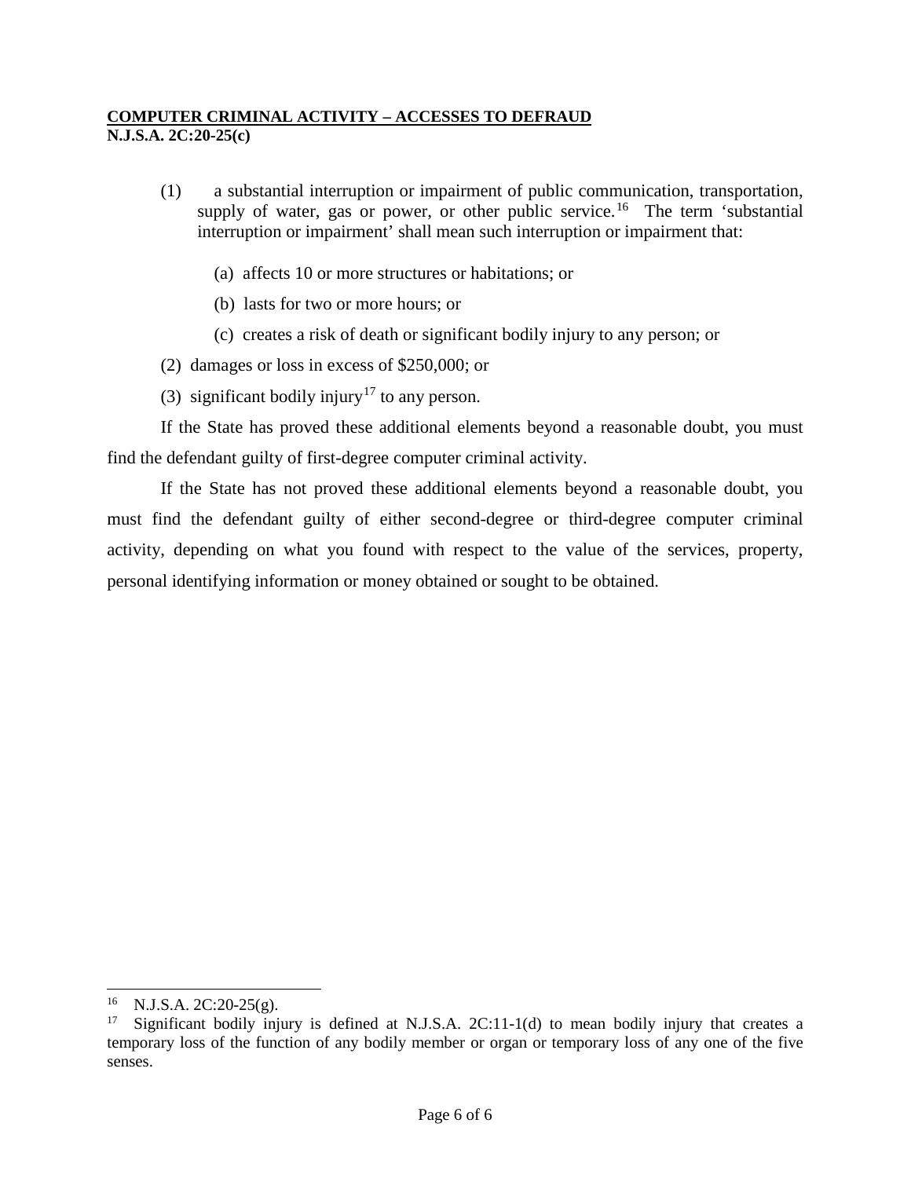(1) a substantial interruption or impairment of public communication, transportation, supply of water, gas or power, or other public service.[16] The term 'substantial interruption or impairment' shall mean such interruption or impairment that:

 (a) affects 10 or more structures or habitations; or

 (b) lasts for two or more hours; or

 (c) creates a risk of death or significant bodily injury to any person; or

(2) damages or loss in excess of $250,000; or

(3) significant bodily injury[17] to any person.

If the State has proved these additional elements beyond a reasonable doubt, you must find the defendant guilty of first-degree computer criminal activity.

If the State has not proved these additional elements beyond a reasonable doubt, you must find the defendant guilty of either second-degree or third-degree computer criminal activity, depending on what you found with respect to the value of the services, property, personal identifying information or money obtained or sought to be obtained.

---

[16] N.J.S.A. 2C:20-25(g).

[17] Significant bodily injury is defined at N.J.S.A. 2C:11-1(d) to mean bodily injury that creates a temporary loss of the function of any bodily member or organ or temporary loss of any one of the five senses.